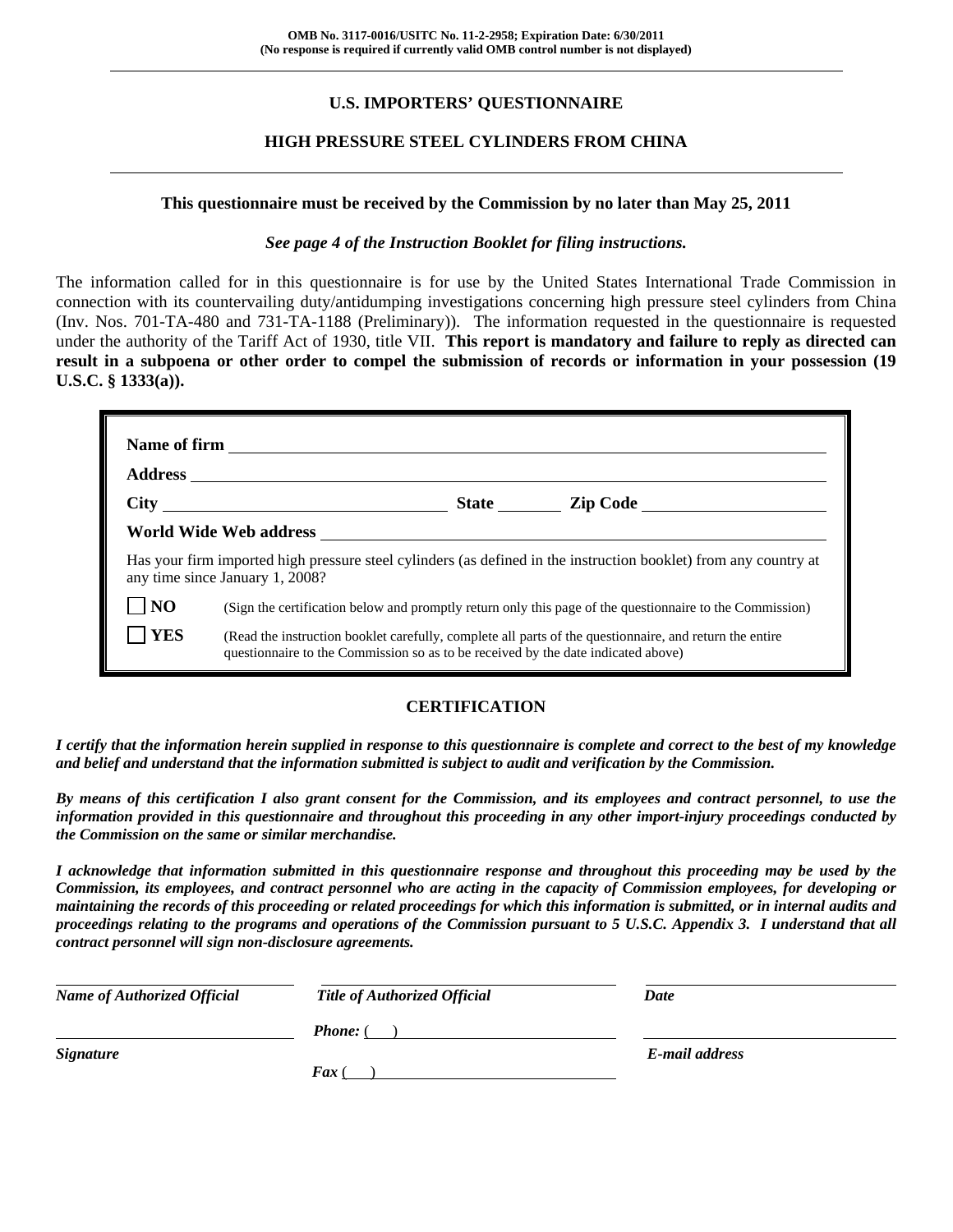OMB No. 3117-0016/USITC No. 11-2-2958; Expiration Date: 6/30/2011
(No response is required if currently valid OMB control number is not displayed)

## U.S. IMPORTERS' QUESTIONNAIRE

## HIGH PRESSURE STEEL CYLINDERS FROM CHINA

**This questionnaire must be received by the Commission by no later than May 25, 2011**

***See page 4 of the Instruction Booklet for filing instructions.***

The information called for in this questionnaire is for use by the United States International Trade Commission in connection with its countervailing duty/antidumping investigations concerning high pressure steel cylinders from China (Inv. Nos. 701-TA-480 and 731-TA-1188 (Preliminary)). The information requested in the questionnaire is requested under the authority of the Tariff Act of 1930, title VII. **This report is mandatory and failure to reply as directed can result in a subpoena or other order to compel the submission of records or information in your possession (19 U.S.C. § 1333(a)).**

**Name of firm** \_\_\_\_\_\_\_\_\_\_\_\_\_\_\_\_\_\_\_\_\_\_\_\_\_\_\_\_\_\_\_\_\_\_\_\_\_\_\_\_

**Address** \_\_\_\_\_\_\_\_\_\_\_\_\_\_\_\_\_\_\_\_\_\_\_\_\_\_\_\_\_\_\_\_\_\_\_\_\_\_\_\_

**City** \_\_\_\_\_\_\_\_\_\_\_\_\_\_\_\_\_\_ **State** \_\_\_\_\_\_ **Zip Code** \_\_\_\_\_\_\_\_\_\_\_\_

**World Wide Web address** \_\_\_\_\_\_\_\_\_\_\_\_\_\_\_\_\_\_\_\_\_\_\_\_\_\_\_\_

Has your firm imported high pressure steel cylinders (as defined in the instruction booklet) from any country at any time since January 1, 2008?

☐ **NO** (Sign the certification below and promptly return only this page of the questionnaire to the Commission)

☐ **YES** (Read the instruction booklet carefully, complete all parts of the questionnaire, and return the entire questionnaire to the Commission so as to be received by the date indicated above)

### CERTIFICATION

***I certify that the information herein supplied in response to this questionnaire is complete and correct to the best of my knowledge and belief and understand that the information submitted is subject to audit and verification by the Commission.***

***By means of this certification I also grant consent for the Commission, and its employees and contract personnel, to use the information provided in this questionnaire and throughout this proceeding in any other import-injury proceedings conducted by the Commission on the same or similar merchandise.***

***I acknowledge that information submitted in this questionnaire response and throughout this proceeding may be used by the Commission, its employees, and contract personnel who are acting in the capacity of Commission employees, for developing or maintaining the records of this proceeding or related proceedings for which this information is submitted, or in internal audits and proceedings relating to the programs and operations of the Commission pursuant to 5 U.S.C. Appendix 3. I understand that all contract personnel will sign non-disclosure agreements.***

| ***Name of Authorized Official*** | ***Title of Authorized Official*** | ***Date*** |
|---|---|---|
| ***Signature*** | ***Phone:*** ( ) | ***E-mail address*** |
| | ***Fax*** ( ) | |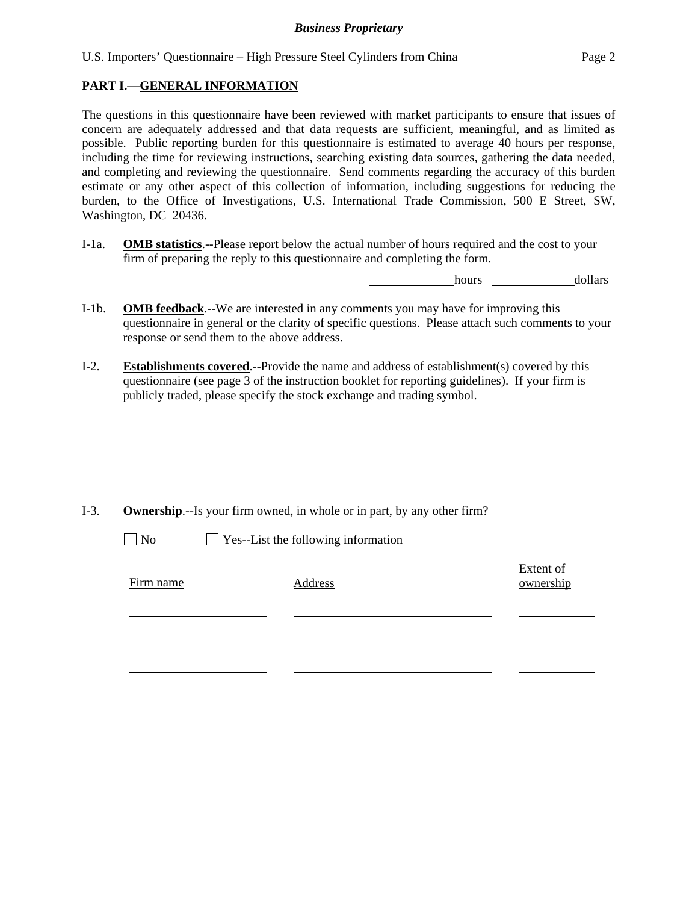## PART I.—GENERAL INFORMATION

The questions in this questionnaire have been reviewed with market participants to ensure that issues of concern are adequately addressed and that data requests are sufficient, meaningful, and as limited as possible. Public reporting burden for this questionnaire is estimated to average 40 hours per response, including the time for reviewing instructions, searching existing data sources, gathering the data needed, and completing and reviewing the questionnaire. Send comments regarding the accuracy of this burden estimate or any other aspect of this collection of information, including suggestions for reducing the burden, to the Office of Investigations, U.S. International Trade Commission, 500 E Street, SW, Washington, DC 20436.

I-1a. **OMB statistics**.--Please report below the actual number of hours required and the cost to your firm of preparing the reply to this questionnaire and completing the form.

_____________ hours _____________ dollars

I-1b. **OMB feedback**.--We are interested in any comments you may have for improving this questionnaire in general or the clarity of specific questions. Please attach such comments to your response or send them to the above address.

I-2. **Establishments covered**.--Provide the name and address of establishment(s) covered by this questionnaire (see page 3 of the instruction booklet for reporting guidelines). If your firm is publicly traded, please specify the stock exchange and trading symbol.

______________________________________________________________________________

______________________________________________________________________________

______________________________________________________________________________

I-3. **Ownership**.--Is your firm owned, in whole or in part, by any other firm?

☐ No ☐ Yes--List the following information

| Firm name | Address | Extent of ownership |
|---|---|---|
| | | |
| | | |
| | | |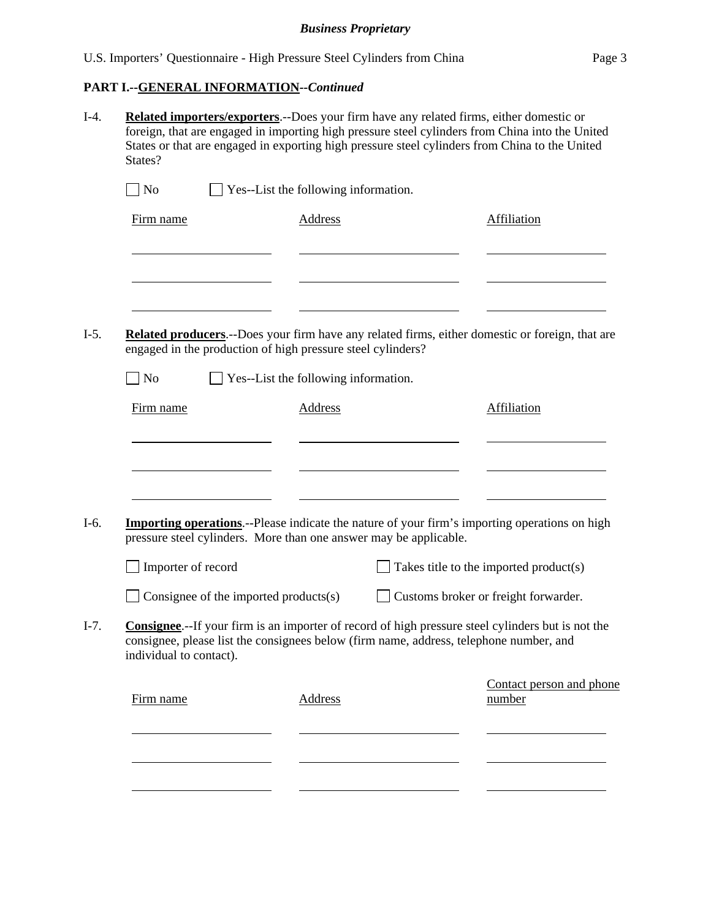**PART I.--GENERAL INFORMATION--*Continued***

I-4. **Related importers/exporters**.--Does your firm have any related firms, either domestic or foreign, that are engaged in importing high pressure steel cylinders from China into the United States or that are engaged in exporting high pressure steel cylinders from China to the United States?

☐ No ☐ Yes--List the following information.

| Firm name | Address | Affiliation |
|---|---|---|
| | | |
| | | |
| | | |

I-5. **Related producers**.--Does your firm have any related firms, either domestic or foreign, that are engaged in the production of high pressure steel cylinders?

☐ No ☐ Yes--List the following information.

| Firm name | Address | Affiliation |
|---|---|---|
| | | |
| | | |
| | | |

I-6. **Importing operations**.--Please indicate the nature of your firm's importing operations on high pressure steel cylinders. More than one answer may be applicable.

☐ Importer of record ☐ Takes title to the imported product(s)

☐ Consignee of the imported products(s) ☐ Customs broker or freight forwarder.

I-7. **Consignee**.--If your firm is an importer of record of high pressure steel cylinders but is not the consignee, please list the consignees below (firm name, address, telephone number, and individual to contact).

| Firm name | Address | Contact person and phone number |
|---|---|---|
| | | |
| | | |
| | | |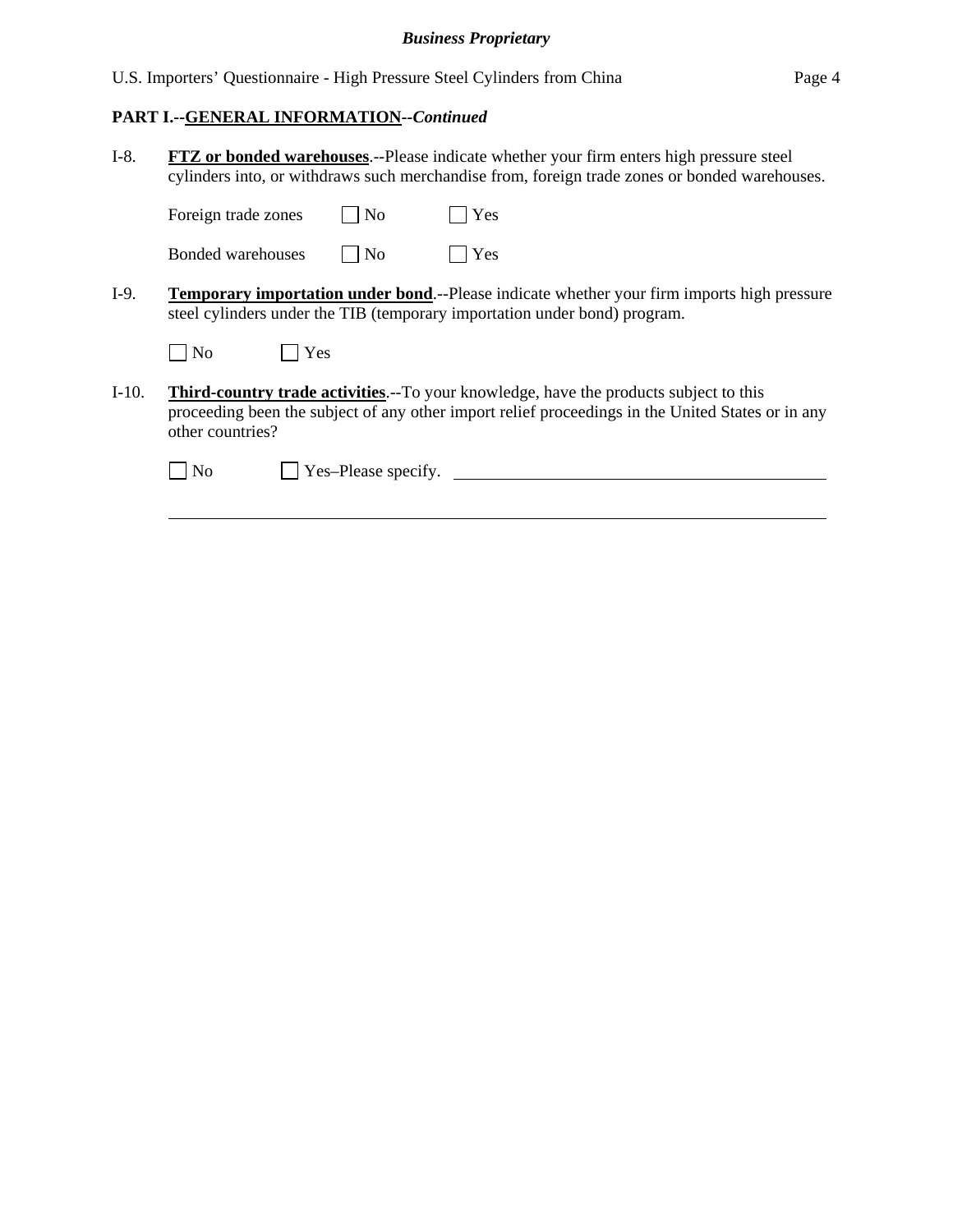**PART I.--GENERAL INFORMATION--*Continued***

I-8. **FTZ or bonded warehouses**.--Please indicate whether your firm enters high pressure steel cylinders into, or withdraws such merchandise from, foreign trade zones or bonded warehouses.

Foreign trade zones ☐ No ☐ Yes

Bonded warehouses ☐ No ☐ Yes

I-9. **Temporary importation under bond**.--Please indicate whether your firm imports high pressure steel cylinders under the TIB (temporary importation under bond) program.

☐ No ☐ Yes

I-10. **Third-country trade activities**.--To your knowledge, have the products subject to this proceeding been the subject of any other import relief proceedings in the United States or in any other countries?

☐ No ☐ Yes–Please specify. ______________________________________________

_____________________________________________________________________________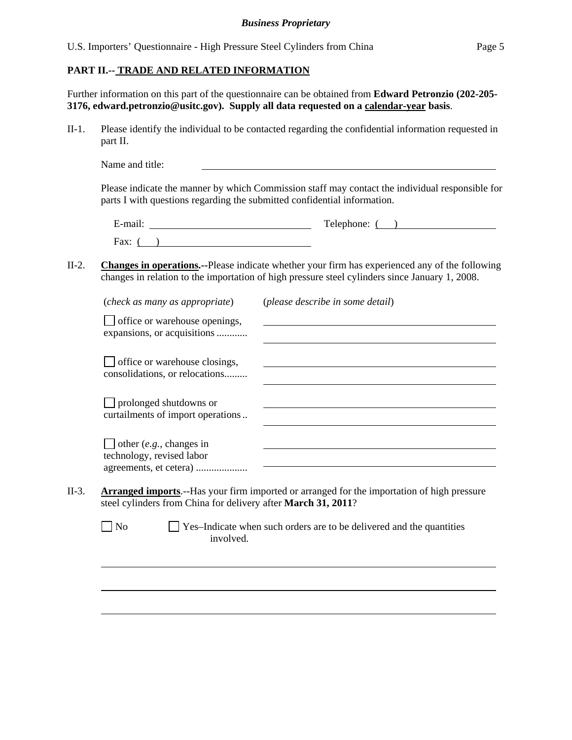## PART II.-- TRADE AND RELATED INFORMATION

Further information on this part of the questionnaire can be obtained from **Edward Petronzio (202-205-3176, edward.petronzio@usitc.gov). Supply all data requested on a calendar-year basis**.

II-1. Please identify the individual to be contacted regarding the confidential information requested in part II.

Name and title: ______________________________

Please indicate the manner by which Commission staff may contact the individual responsible for parts I with questions regarding the submitted confidential information.

E-mail: ______________________ Telephone: ( ) ______________________

Fax: ( ) ______________________

II-2. **Changes in operations.--**Please indicate whether your firm has experienced any of the following changes in relation to the importation of high pressure steel cylinders since January 1, 2008.

| (*check as many as appropriate*) | (*please describe in some detail*) |
| --- | --- |
| ☐ office or warehouse openings, expansions, or acquisitions ............ | |
| ☐ office or warehouse closings, consolidations, or relocations......... | |
| ☐ prolonged shutdowns or curtailments of import operations .. | |
| ☐ other (*e.g.*, changes in technology, revised labor agreements, et cetera) .................... | |

II-3. **Arranged imports**.--Has your firm imported or arranged for the importation of high pressure steel cylinders from China for delivery after **March 31, 2011**?

☐ No ☐ Yes–Indicate when such orders are to be delivered and the quantities involved.

______________________________

______________________________

______________________________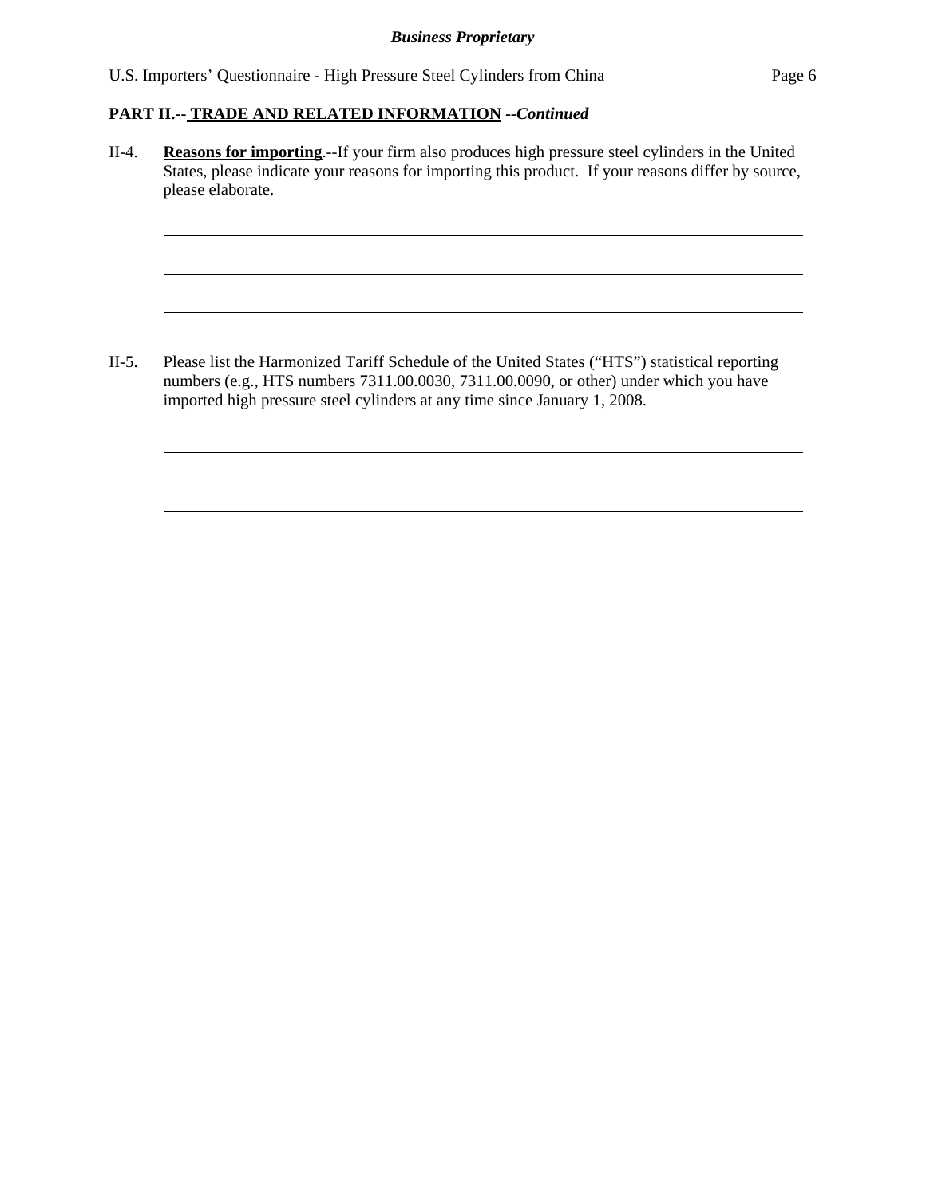**PART II.-- TRADE AND RELATED INFORMATION** *--Continued*

II-4. **Reasons for importing**.--If your firm also produces high pressure steel cylinders in the United States, please indicate your reasons for importing this product. If your reasons differ by source, please elaborate.

II-5. Please list the Harmonized Tariff Schedule of the United States ("HTS") statistical reporting numbers (e.g., HTS numbers 7311.00.0030, 7311.00.0090, or other) under which you have imported high pressure steel cylinders at any time since January 1, 2008.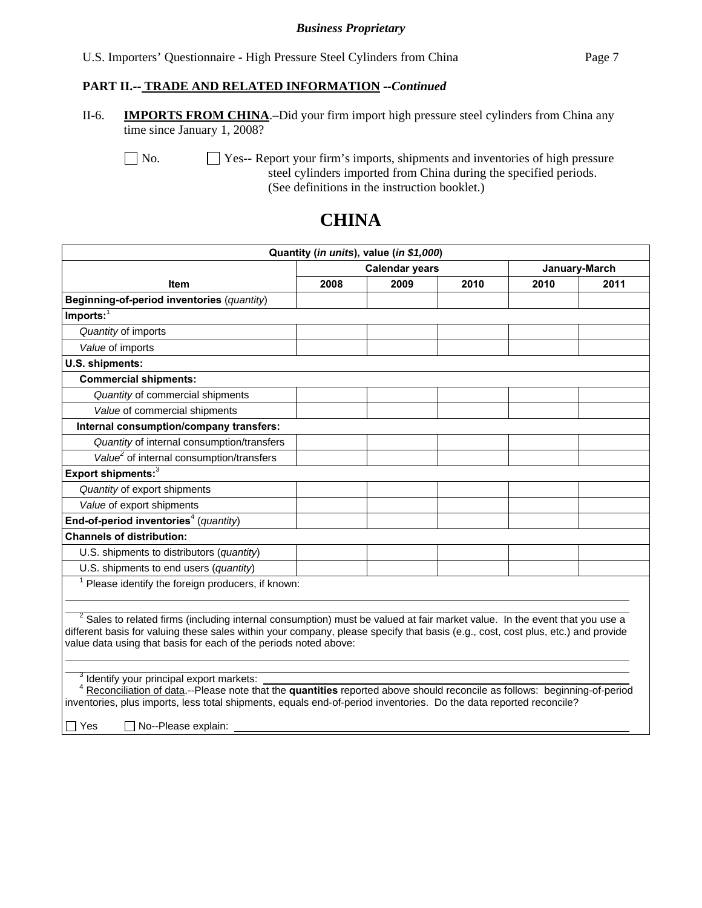**PART II.-- TRADE AND RELATED INFORMATION --*Continued***

II-6. **IMPORTS FROM CHINA**.–Did your firm import high pressure steel cylinders from China any time since January 1, 2008?

☐ No. ☐ Yes-- Report your firm's imports, shipments and inventories of high pressure steel cylinders imported from China during the specified periods. (See definitions in the instruction booklet.)

# CHINA

| Quantity (*in units*), value (*in $1,000*) | | | | | |
|---|---|---|---|---|---|
| | Calendar years | | | January-March | |
| **Item** | **2008** | **2009** | **2010** | **2010** | **2011** |
| **Beginning-of-period inventories** (*quantity*) | | | | | |
| **Imports:**[1] | | | | | |
| *Quantity* of imports | | | | | |
| *Value* of imports | | | | | |
| **U.S. shipments:** | | | | | |
| **Commercial shipments:** | | | | | |
| *Quantity* of commercial shipments | | | | | |
| *Value* of commercial shipments | | | | | |
| **Internal consumption/company transfers:** | | | | | |
| *Quantity* of internal consumption/transfers | | | | | |
| *Value*[2] of internal consumption/transfers | | | | | |
| **Export shipments:**[3] | | | | | |
| *Quantity* of export shipments | | | | | |
| *Value* of export shipments | | | | | |
| **End-of-period inventories**[4] (*quantity*) | | | | | |
| **Channels of distribution:** | | | | | |
| U.S. shipments to distributors (*quantity*) | | | | | |
| U.S. shipments to end users (*quantity*) | | | | | |

[1] Please identify the foreign producers, if known:

[2] Sales to related firms (including internal consumption) must be valued at fair market value. In the event that you use a different basis for valuing these sales within your company, please specify that basis (e.g., cost, cost plus, etc.) and provide value data using that basis for each of the periods noted above:

[3] Identify your principal export markets:

[4] Reconciliation of data.--Please note that the **quantities** reported above should reconcile as follows: beginning-of-period inventories, plus imports, less total shipments, equals end-of-period inventories. Do the data reported reconcile?

☐ Yes ☐ No--Please explain: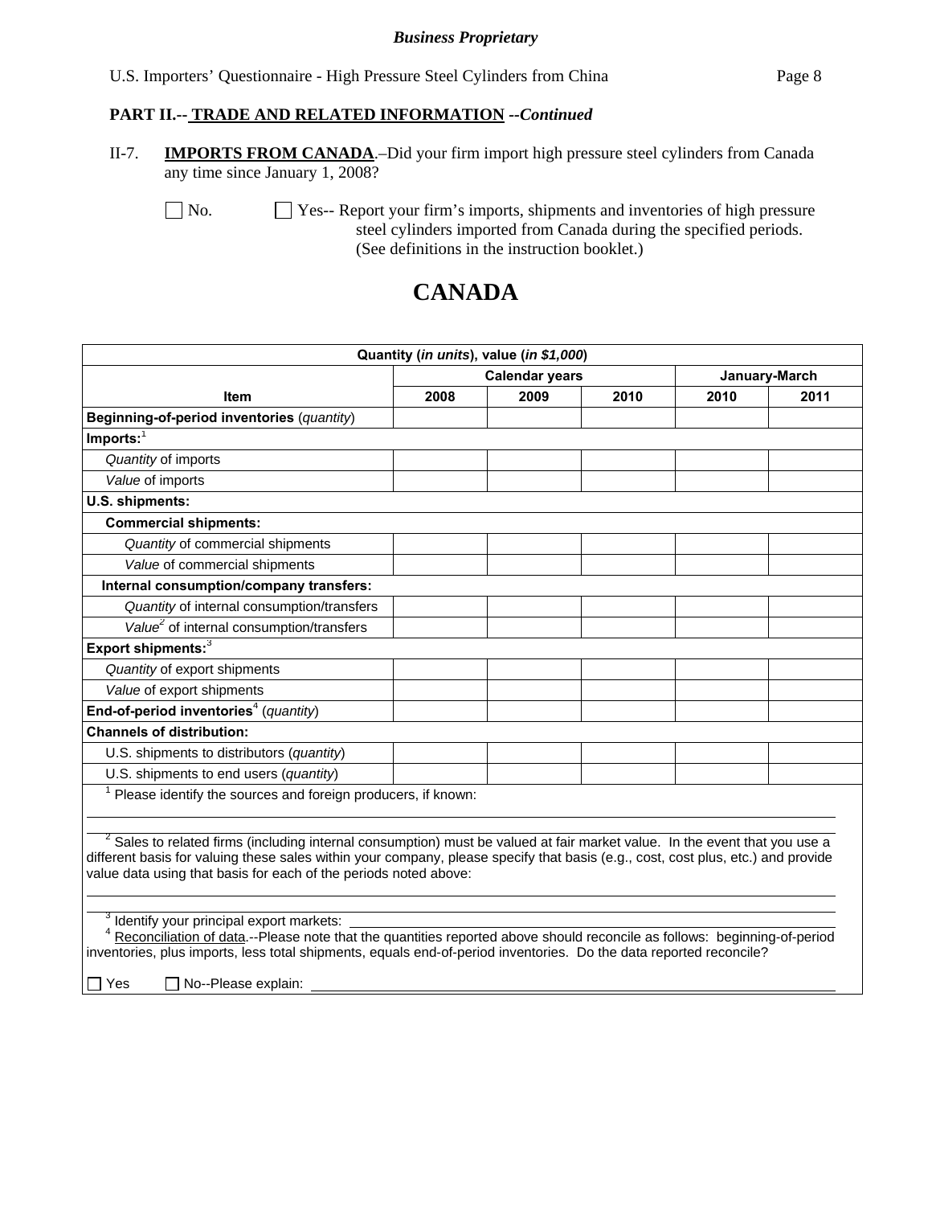**PART II.-- TRADE AND RELATED INFORMATION** ***--Continued***

II-7. **IMPORTS FROM CANADA**.–Did your firm import high pressure steel cylinders from Canada any time since January 1, 2008?

☐ No. ☐ Yes-- Report your firm's imports, shipments and inventories of high pressure steel cylinders imported from Canada during the specified periods. (See definitions in the instruction booklet.)

# CANADA

| Quantity (*in units*), value (*in $1,000*) | | | | | |
|---|---|---|---|---|---|
| | Calendar years | | | January-March | |
| **Item** | **2008** | **2009** | **2010** | **2010** | **2011** |
| **Beginning-of-period inventories** (*quantity*) | | | | | |
| **Imports:**[1] | | | | | |
| *Quantity* of imports | | | | | |
| *Value* of imports | | | | | |
| **U.S. shipments:** | | | | | |
| **Commercial shipments:** | | | | | |
| *Quantity* of commercial shipments | | | | | |
| *Value* of commercial shipments | | | | | |
| **Internal consumption/company transfers:** | | | | | |
| *Quantity* of internal consumption/transfers | | | | | |
| *Value*[2] of internal consumption/transfers | | | | | |
| **Export shipments:**[3] | | | | | |
| *Quantity* of export shipments | | | | | |
| *Value* of export shipments | | | | | |
| **End-of-period inventories**[4] (*quantity*) | | | | | |
| **Channels of distribution:** | | | | | |
| U.S. shipments to distributors (*quantity*) | | | | | |
| U.S. shipments to end users (*quantity*) | | | | | |

[1] Please identify the sources and foreign producers, if known: ______

[2] Sales to related firms (including internal consumption) must be valued at fair market value. In the event that you use a different basis for valuing these sales within your company, please specify that basis (e.g., cost, cost plus, etc.) and provide value data using that basis for each of the periods noted above: ______

[3] Identify your principal export markets: ______

[4] Reconciliation of data.--Please note that the quantities reported above should reconcile as follows: beginning-of-period inventories, plus imports, less total shipments, equals end-of-period inventories. Do the data reported reconcile?

☐ Yes ☐ No--Please explain: ______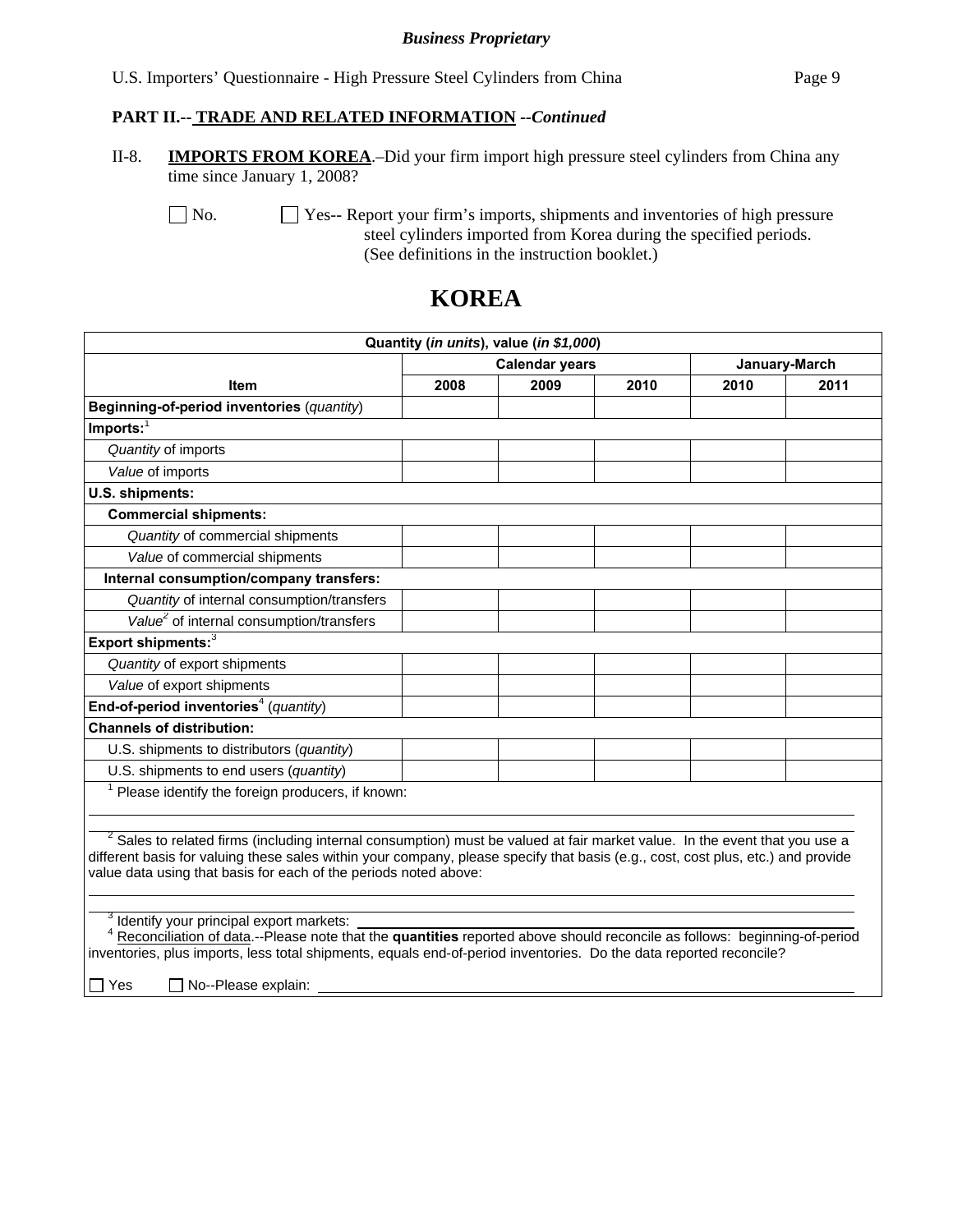*Business Proprietary*

**PART II.-- TRADE AND RELATED INFORMATION** *--Continued*

II-8. **IMPORTS FROM KOREA**.–Did your firm import high pressure steel cylinders from China any time since January 1, 2008?

☐ No. ☐ Yes-- Report your firm's imports, shipments and inventories of high pressure steel cylinders imported from Korea during the specified periods. (See definitions in the instruction booklet.)

# KOREA

| Quantity (*in units*), value (*in $1,000*) | | | | | |
|---|---|---|---|---|---|
| | Calendar years | | | January-March | |
| Item | 2008 | 2009 | 2010 | 2010 | 2011 |
| **Beginning-of-period inventories** (*quantity*) | | | | | |
| **Imports:**[1] | | | | | |
| *Quantity* of imports | | | | | |
| *Value* of imports | | | | | |
| **U.S. shipments:** | | | | | |
| **Commercial shipments:** | | | | | |
| *Quantity* of commercial shipments | | | | | |
| *Value* of commercial shipments | | | | | |
| **Internal consumption/company transfers:** | | | | | |
| *Quantity* of internal consumption/transfers | | | | | |
| *Value*[2] of internal consumption/transfers | | | | | |
| **Export shipments:**[3] | | | | | |
| *Quantity* of export shipments | | | | | |
| *Value* of export shipments | | | | | |
| **End-of-period inventories**[4] (*quantity*) | | | | | |
| **Channels of distribution:** | | | | | |
| U.S. shipments to distributors (*quantity*) | | | | | |
| U.S. shipments to end users (*quantity*) | | | | | |

[1] Please identify the foreign producers, if known: ______________________

[2] Sales to related firms (including internal consumption) must be valued at fair market value. In the event that you use a different basis for valuing these sales within your company, please specify that basis (e.g., cost, cost plus, etc.) and provide value data using that basis for each of the periods noted above: ______________________

[3] Identify your principal export markets: ______________________

[4] Reconciliation of data.--Please note that the **quantities** reported above should reconcile as follows: beginning-of-period inventories, plus imports, less total shipments, equals end-of-period inventories. Do the data reported reconcile?

☐ Yes ☐ No--Please explain: ______________________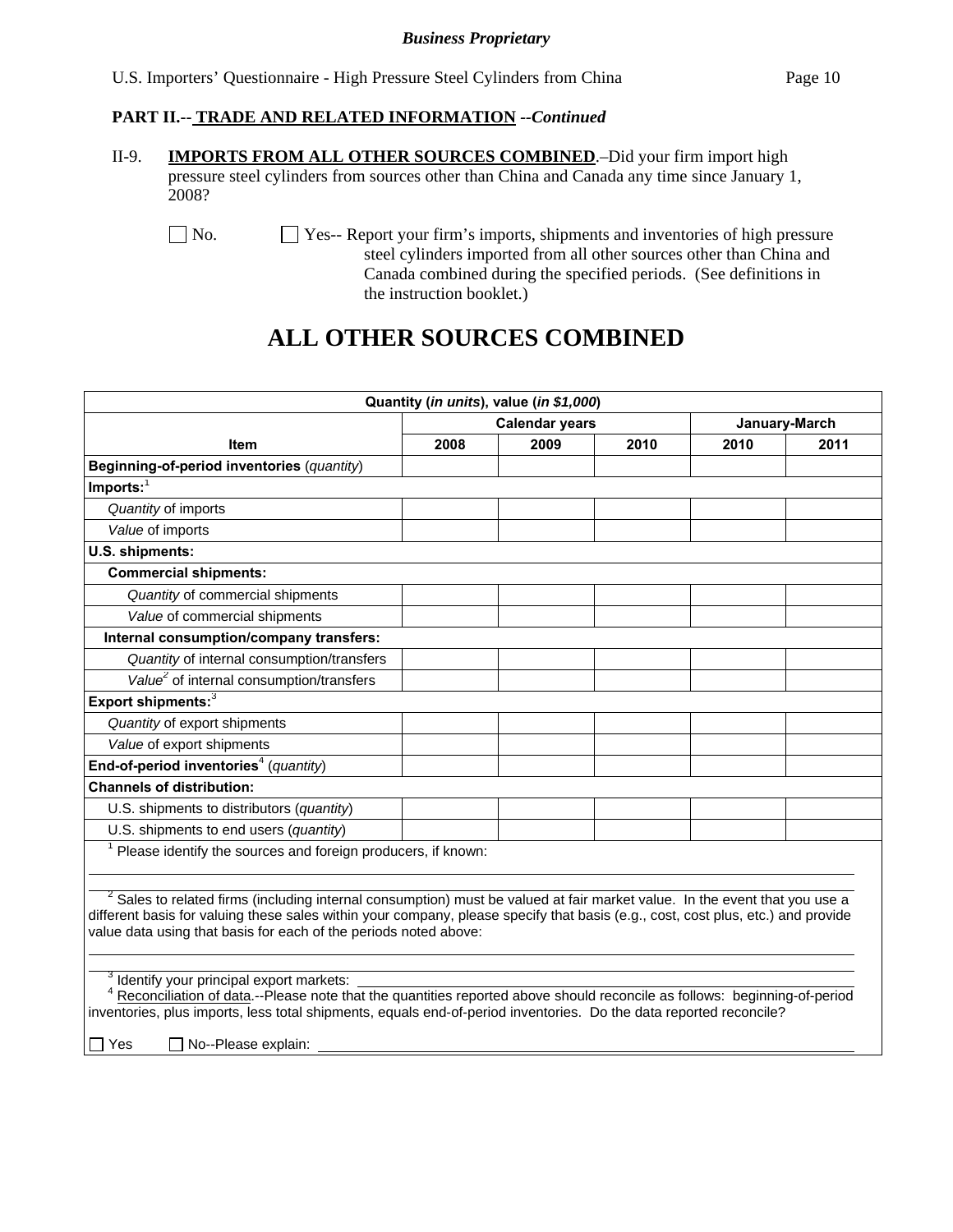*Business Proprietary*

**PART II.-- TRADE AND RELATED INFORMATION --*Continued***

II-9. **IMPORTS FROM ALL OTHER SOURCES COMBINED**.–Did your firm import high pressure steel cylinders from sources other than China and Canada any time since January 1, 2008?

☐ No. ☐ Yes-- Report your firm's imports, shipments and inventories of high pressure steel cylinders imported from all other sources other than China and Canada combined during the specified periods. (See definitions in the instruction booklet.)

# ALL OTHER SOURCES COMBINED

| Quantity (*in units*), value (*in $1,000*) | | | | | |
|---|---|---|---|---|---|
| | Calendar years | | | January-March | |
| **Item** | **2008** | **2009** | **2010** | **2010** | **2011** |
| **Beginning-of-period inventories** (*quantity*) | | | | | |
| **Imports:**[1] | | | | | |
| *Quantity* of imports | | | | | |
| *Value* of imports | | | | | |
| **U.S. shipments:** | | | | | |
| **Commercial shipments:** | | | | | |
| *Quantity* of commercial shipments | | | | | |
| *Value* of commercial shipments | | | | | |
| **Internal consumption/company transfers:** | | | | | |
| *Quantity* of internal consumption/transfers | | | | | |
| *Value*[2] of internal consumption/transfers | | | | | |
| **Export shipments:**[3] | | | | | |
| *Quantity* of export shipments | | | | | |
| *Value* of export shipments | | | | | |
| **End-of-period inventories**[4] (*quantity*) | | | | | |
| **Channels of distribution:** | | | | | |
| U.S. shipments to distributors (*quantity*) | | | | | |
| U.S. shipments to end users (*quantity*) | | | | | |

[1] Please identify the sources and foreign producers, if known: \_\_\_\_\_\_\_\_\_\_

[2] Sales to related firms (including internal consumption) must be valued at fair market value. In the event that you use a different basis for valuing these sales within your company, please specify that basis (e.g., cost, cost plus, etc.) and provide value data using that basis for each of the periods noted above: \_\_\_\_\_\_\_\_\_\_

[3] Identify your principal export markets: \_\_\_\_\_\_\_\_\_\_

[4] Reconciliation of data.--Please note that the quantities reported above should reconcile as follows: beginning-of-period inventories, plus imports, less total shipments, equals end-of-period inventories. Do the data reported reconcile?

☐ Yes ☐ No--Please explain: \_\_\_\_\_\_\_\_\_\_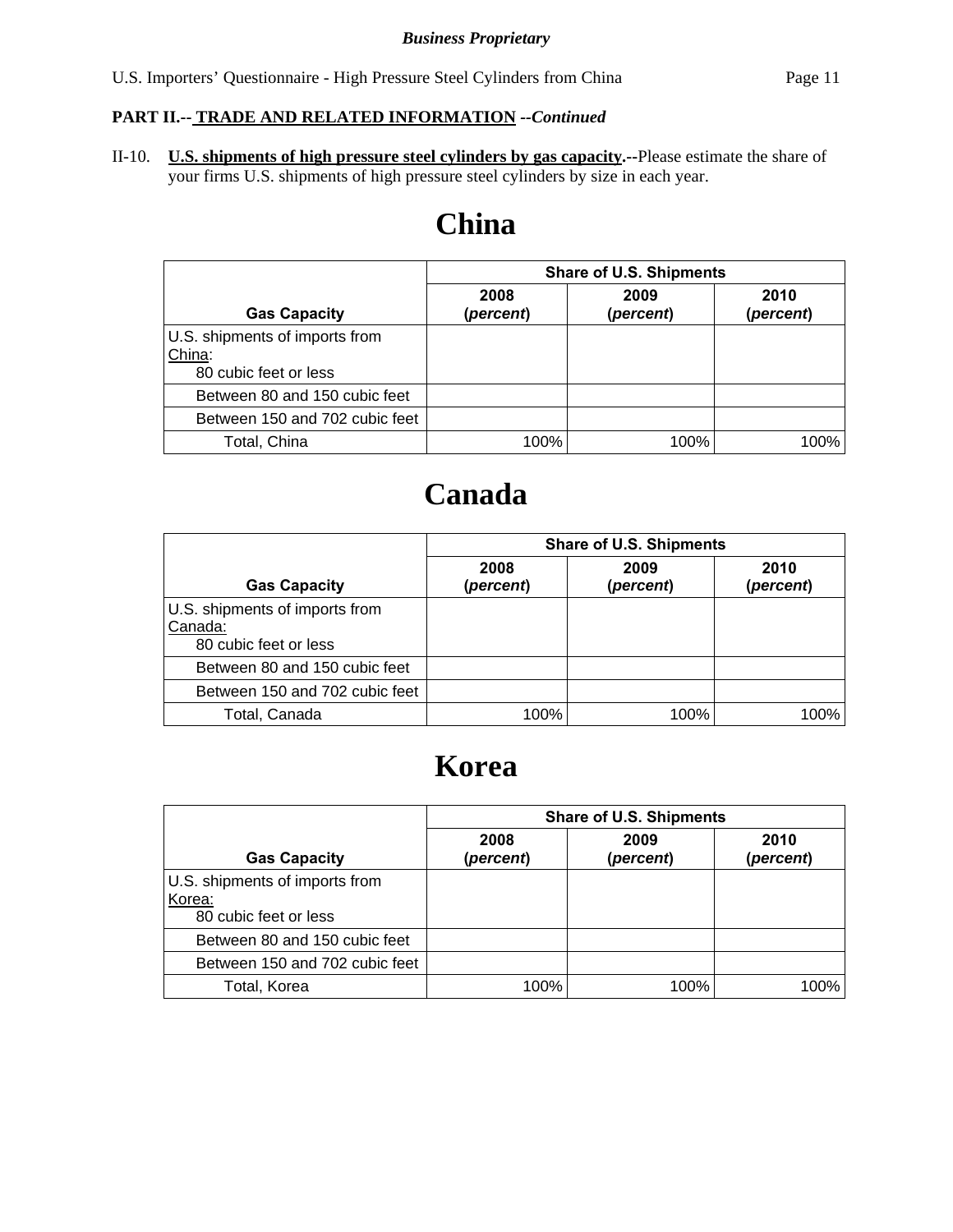**PART II.-- TRADE AND RELATED INFORMATION** *--Continued*

II-10. **U.S. shipments of high pressure steel cylinders by gas capacity.**--Please estimate the share of your firms U.S. shipments of high pressure steel cylinders by size in each year.

# China

| Gas Capacity | Share of U.S. Shipments | | |
|---|---|---|---|
| | 2008 (*percent*) | 2009 (*percent*) | 2010 (*percent*) |
| U.S. shipments of imports from China: 80 cubic feet or less | | | |
| Between 80 and 150 cubic feet | | | |
| Between 150 and 702 cubic feet | | | |
| Total, China | 100% | 100% | 100% |

# Canada

| Gas Capacity | Share of U.S. Shipments | | |
|---|---|---|---|
| | 2008 (*percent*) | 2009 (*percent*) | 2010 (*percent*) |
| U.S. shipments of imports from Canada: 80 cubic feet or less | | | |
| Between 80 and 150 cubic feet | | | |
| Between 150 and 702 cubic feet | | | |
| Total, Canada | 100% | 100% | 100% |

# Korea

| Gas Capacity | Share of U.S. Shipments | | |
|---|---|---|---|
| | 2008 (*percent*) | 2009 (*percent*) | 2010 (*percent*) |
| U.S. shipments of imports from Korea: 80 cubic feet or less | | | |
| Between 80 and 150 cubic feet | | | |
| Between 150 and 702 cubic feet | | | |
| Total, Korea | 100% | 100% | 100% |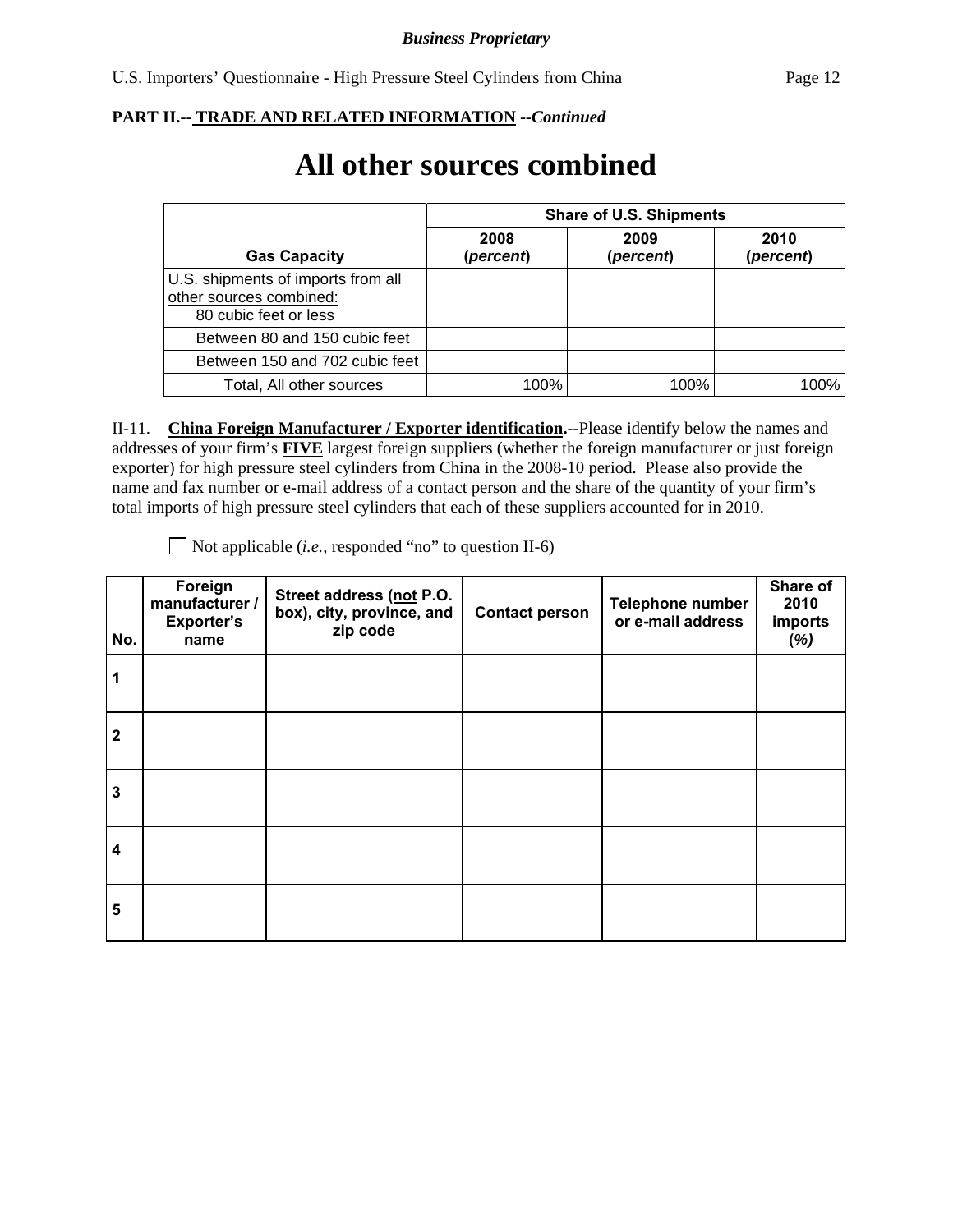**PART II.-- TRADE AND RELATED INFORMATION** *--Continued*

# All other sources combined

| Gas Capacity | Share of U.S. Shipments | | |
|---|---|---|---|
| | 2008 (*percent*) | 2009 (*percent*) | 2010 (*percent*) |
| U.S. shipments of imports from all other sources combined: 80 cubic feet or less | | | |
| Between 80 and 150 cubic feet | | | |
| Between 150 and 702 cubic feet | | | |
| Total, All other sources | 100% | 100% | 100% |

II-11. **China Foreign Manufacturer / Exporter identification.**--Please identify below the names and addresses of your firm's **FIVE** largest foreign suppliers (whether the foreign manufacturer or just foreign exporter) for high pressure steel cylinders from China in the 2008-10 period. Please also provide the name and fax number or e-mail address of a contact person and the share of the quantity of your firm's total imports of high pressure steel cylinders that each of these suppliers accounted for in 2010.

☐ Not applicable (*i.e.*, responded "no" to question II-6)

| No. | Foreign manufacturer / Exporter's name | Street address (not P.O. box), city, province, and zip code | Contact person | Telephone number or e-mail address | Share of 2010 imports (*%*) |
|---|---|---|---|---|---|
| 1 | | | | | |
| 2 | | | | | |
| 3 | | | | | |
| 4 | | | | | |
| 5 | | | | | |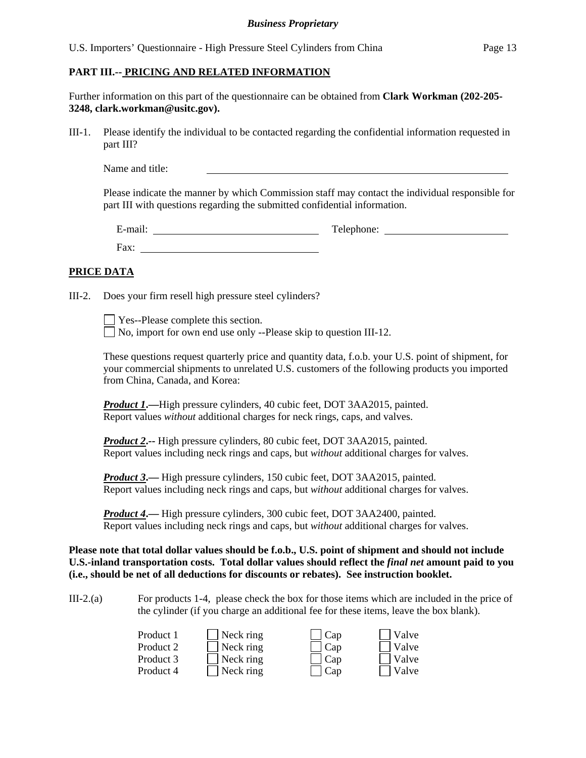**PART III.-- PRICING AND RELATED INFORMATION**

Further information on this part of the questionnaire can be obtained from **Clark Workman (202-205-3248, clark.workman@usitc.gov).**

III-1. Please identify the individual to be contacted regarding the confidential information requested in part III?

Name and title: \_\_\_\_\_\_\_\_\_\_\_\_\_\_\_\_\_\_\_\_\_\_\_\_\_\_\_\_\_\_\_\_\_\_\_\_

Please indicate the manner by which Commission staff may contact the individual responsible for part III with questions regarding the submitted confidential information.

E-mail: \_\_\_\_\_\_\_\_\_\_\_\_\_\_\_\_\_\_\_\_ Telephone: \_\_\_\_\_\_\_\_\_\_\_\_\_\_\_\_

Fax: \_\_\_\_\_\_\_\_\_\_\_\_\_\_\_\_\_\_\_\_

**PRICE DATA**

III-2. Does your firm resell high pressure steel cylinders?

☐ Yes--Please complete this section.
☐ No, import for own end use only --Please skip to question III-12.

These questions request quarterly price and quantity data, f.o.b. your U.S. point of shipment, for your commercial shipments to unrelated U.S. customers of the following products you imported from China, Canada, and Korea:

***Product 1*.—**High pressure cylinders, 40 cubic feet, DOT 3AA2015, painted. Report values *without* additional charges for neck rings, caps, and valves.

***Product 2*.--** High pressure cylinders, 80 cubic feet, DOT 3AA2015, painted. Report values including neck rings and caps, but *without* additional charges for valves.

***Product 3*.—** High pressure cylinders, 150 cubic feet, DOT 3AA2015, painted. Report values including neck rings and caps, but *without* additional charges for valves.

***Product 4*.—** High pressure cylinders, 300 cubic feet, DOT 3AA2400, painted. Report values including neck rings and caps, but *without* additional charges for valves.

**Please note that total dollar values should be f.o.b., U.S. point of shipment and should not include U.S.-inland transportation costs. Total dollar values should reflect the *final net* amount paid to you (i.e., should be net of all deductions for discounts or rebates). See instruction booklet.**

III-2.(a) For products 1-4, please check the box for those items which are included in the price of the cylinder (if you charge an additional fee for these items, leave the box blank).

| | | | |
|---|---|---|---|
| Product 1 | ☐ Neck ring | ☐ Cap | ☐ Valve |
| Product 2 | ☐ Neck ring | ☐ Cap | ☐ Valve |
| Product 3 | ☐ Neck ring | ☐ Cap | ☐ Valve |
| Product 4 | ☐ Neck ring | ☐ Cap | ☐ Valve |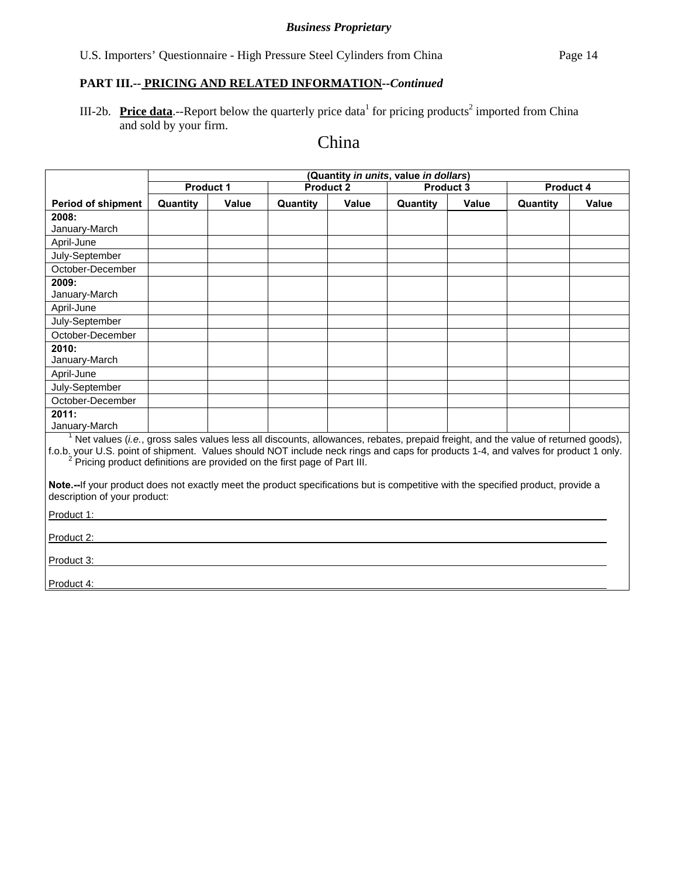**PART III.-- PRICING AND RELATED INFORMATION--*Continued***

III-2b. **Price data**.--Report below the quarterly price data[1] for pricing products[2] imported from China and sold by your firm.

China

| | (Quantity *in units*, value *in dollars*) | | | | | | | |
|---|---|---|---|---|---|---|---|---|
| | Product 1 | | Product 2 | | Product 3 | | Product 4 | |
| **Period of shipment** | **Quantity** | **Value** | **Quantity** | **Value** | **Quantity** | **Value** | **Quantity** | **Value** |
| **2008:** January-March | | | | | | | | |
| April-June | | | | | | | | |
| July-September | | | | | | | | |
| October-December | | | | | | | | |
| **2009:** January-March | | | | | | | | |
| April-June | | | | | | | | |
| July-September | | | | | | | | |
| October-December | | | | | | | | |
| **2010:** January-March | | | | | | | | |
| April-June | | | | | | | | |
| July-September | | | | | | | | |
| October-December | | | | | | | | |
| **2011:** January-March | | | | | | | | |

[1] Net values (*i.e.*, gross sales values less all discounts, allowances, rebates, prepaid freight, and the value of returned goods), f.o.b. your U.S. point of shipment. Values should NOT include neck rings and caps for products 1-4, and valves for product 1 only.

[2] Pricing product definitions are provided on the first page of Part III.

**Note.--**If your product does not exactly meet the product specifications but is competitive with the specified product, provide a description of your product:

Product 1: ______________________________

Product 2: ______________________________

Product 3: ______________________________

Product 4: ______________________________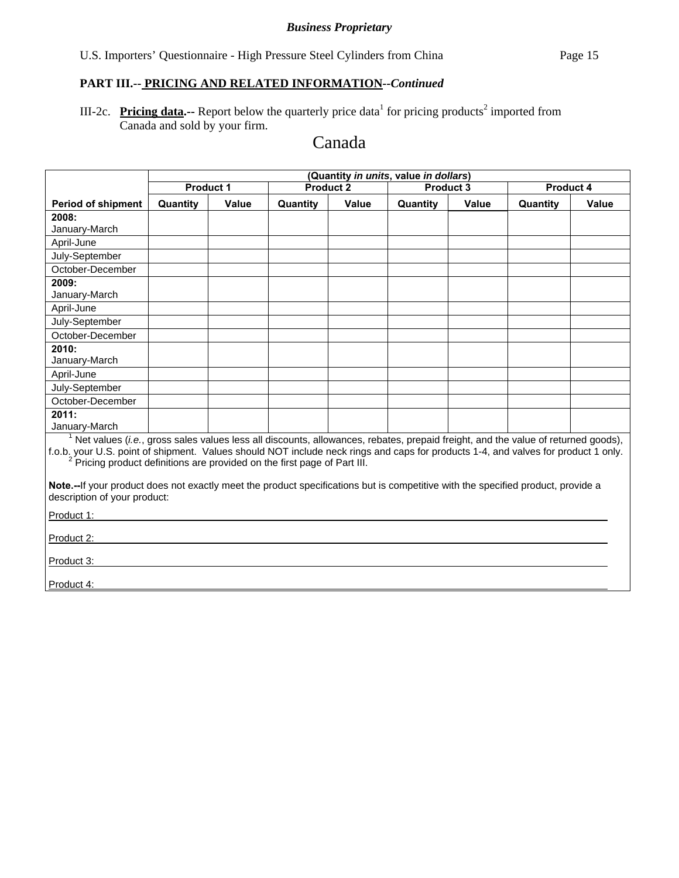*Business Proprietary*

**PART III.-- PRICING AND RELATED INFORMATION--*Continued***

III-2c. **Pricing data.--** Report below the quarterly price data[1] for pricing products[2] imported from Canada and sold by your firm.

# Canada

| | (Quantity *in units*, value *in dollars*) | | | | | | | |
|---|---|---|---|---|---|---|---|---|
| | Product 1 | | Product 2 | | Product 3 | | Product 4 | |
| **Period of shipment** | **Quantity** | **Value** | **Quantity** | **Value** | **Quantity** | **Value** | **Quantity** | **Value** |
| **2008:** January-March | | | | | | | | |
| April-June | | | | | | | | |
| July-September | | | | | | | | |
| October-December | | | | | | | | |
| **2009:** January-March | | | | | | | | |
| April-June | | | | | | | | |
| July-September | | | | | | | | |
| October-December | | | | | | | | |
| **2010:** January-March | | | | | | | | |
| April-June | | | | | | | | |
| July-September | | | | | | | | |
| October-December | | | | | | | | |
| **2011:** January-March | | | | | | | | |

[1] Net values (*i.e.*, gross sales values less all discounts, allowances, rebates, prepaid freight, and the value of returned goods), f.o.b. your U.S. point of shipment. Values should NOT include neck rings and caps for products 1-4, and valves for product 1 only.

[2] Pricing product definitions are provided on the first page of Part III.

**Note.--**If your product does not exactly meet the product specifications but is competitive with the specified product, provide a description of your product:

Product 1: ______________________________

Product 2: ______________________________

Product 3: ______________________________

Product 4: ______________________________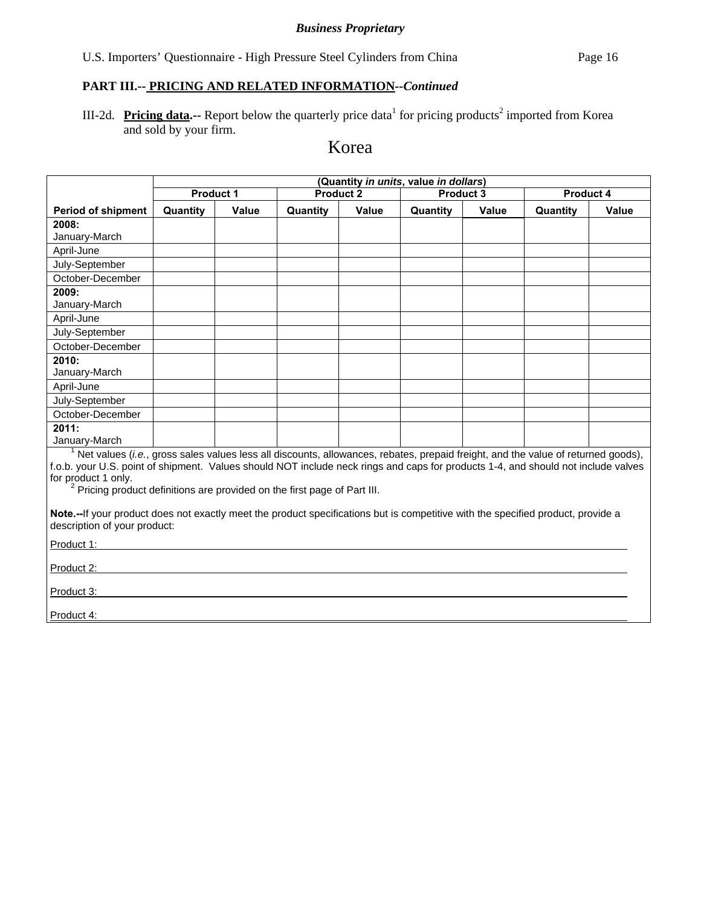**Business Proprietary**

U.S. Importers' Questionnaire - High Pressure Steel Cylinders from China

**PART III.-- PRICING AND RELATED INFORMATION--*Continued***

III-2d. **Pricing data.--** Report below the quarterly price data[1] for pricing products[2] imported from Korea and sold by your firm.

Korea

| | (Quantity *in units*, value *in dollars*) | | | | | | | |
|---|---|---|---|---|---|---|---|---|
| | Product 1 | | Product 2 | | Product 3 | | Product 4 | |
| **Period of shipment** | **Quantity** | **Value** | **Quantity** | **Value** | **Quantity** | **Value** | **Quantity** | **Value** |
| **2008:** January-March | | | | | | | | |
| April-June | | | | | | | | |
| July-September | | | | | | | | |
| October-December | | | | | | | | |
| **2009:** January-March | | | | | | | | |
| April-June | | | | | | | | |
| July-September | | | | | | | | |
| October-December | | | | | | | | |
| **2010:** January-March | | | | | | | | |
| April-June | | | | | | | | |
| July-September | | | | | | | | |
| October-December | | | | | | | | |
| **2011:** January-March | | | | | | | | |

[1] Net values (*i.e.*, gross sales values less all discounts, allowances, rebates, prepaid freight, and the value of returned goods), f.o.b. your U.S. point of shipment. Values should NOT include neck rings and caps for products 1-4, and should not include valves for product 1 only.

[2] Pricing product definitions are provided on the first page of Part III.

**Note.--**If your product does not exactly meet the product specifications but is competitive with the specified product, provide a description of your product:

Product 1: \_\_\_\_\_\_\_\_\_\_\_\_\_\_\_\_\_\_\_\_

Product 2: \_\_\_\_\_\_\_\_\_\_\_\_\_\_\_\_\_\_\_\_

Product 3: \_\_\_\_\_\_\_\_\_\_\_\_\_\_\_\_\_\_\_\_

Product 4: \_\_\_\_\_\_\_\_\_\_\_\_\_\_\_\_\_\_\_\_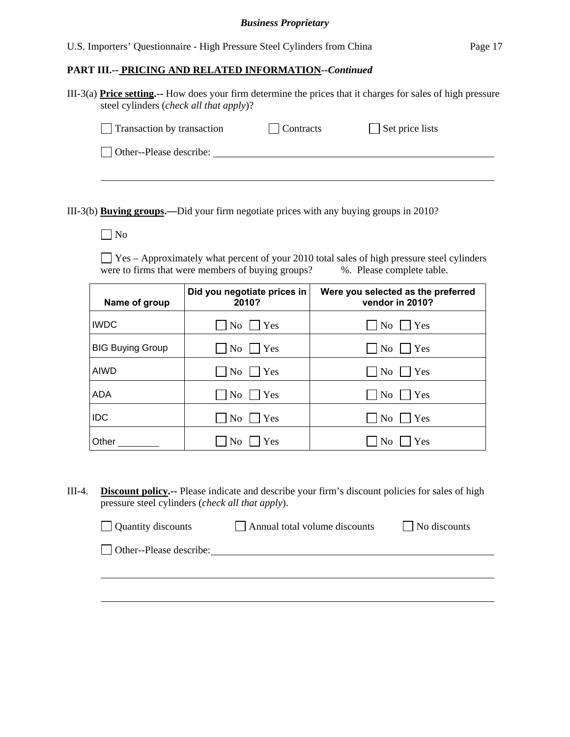**Business Proprietary**

## PART III.-- PRICING AND RELATED INFORMATION--*Continued*

III-3(a) **Price setting.**-- How does your firm determine the prices that it charges for sales of high pressure steel cylinders (*check all that apply*)?

☐ Transaction by transaction ☐ Contracts ☐ Set price lists

☐ Other--Please describe: ______________________________________________

______________________________________________________________________

III-3(b) **Buying groups.—**Did your firm negotiate prices with any buying groups in 2010?

☐ No

☐ Yes – Approximately what percent of your 2010 total sales of high pressure steel cylinders were to firms that were members of buying groups? ____%. Please complete table.

| Name of group | Did you negotiate prices in 2010? | Were you selected as the preferred vendor in 2010? |
|---|---|---|
| IWDC | ☐ No ☐ Yes | ☐ No ☐ Yes |
| BIG Buying Group | ☐ No ☐ Yes | ☐ No ☐ Yes |
| AIWD | ☐ No ☐ Yes | ☐ No ☐ Yes |
| ADA | ☐ No ☐ Yes | ☐ No ☐ Yes |
| IDC | ☐ No ☐ Yes | ☐ No ☐ Yes |
| Other ________ | ☐ No ☐ Yes | ☐ No ☐ Yes |

III-4. **Discount policy.**-- Please indicate and describe your firm's discount policies for sales of high pressure steel cylinders (*check all that apply*).

☐ Quantity discounts ☐ Annual total volume discounts ☐ No discounts

☐ Other--Please describe: ______________________________________________

______________________________________________________________________

______________________________________________________________________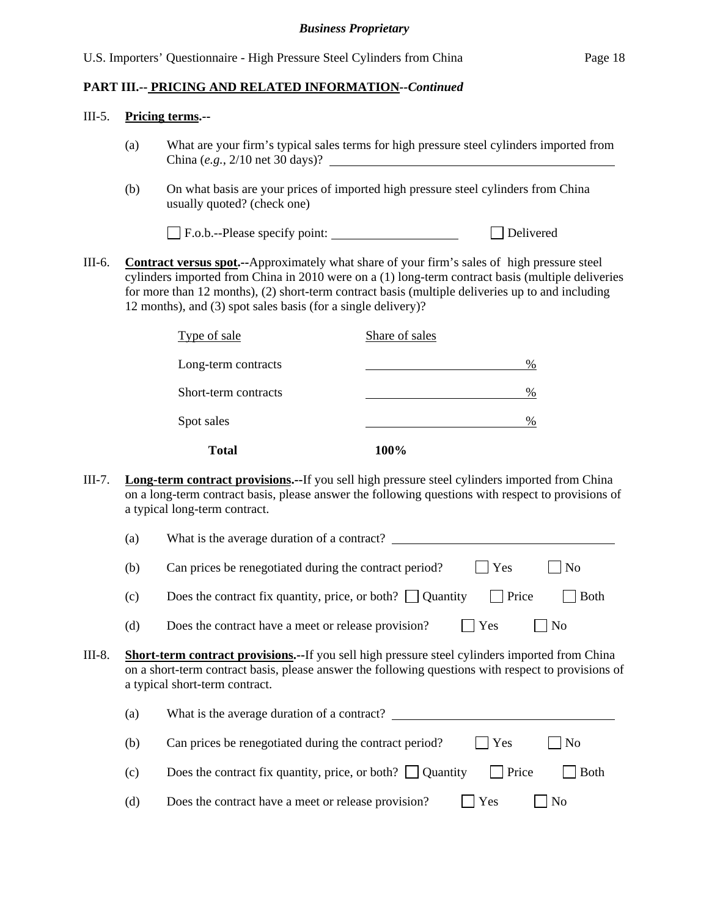**PART III.-- PRICING AND RELATED INFORMATION--*Continued***

III-5. **Pricing terms.--**

(a) What are your firm's typical sales terms for high pressure steel cylinders imported from China (*e.g.*, 2/10 net 30 days)? ______________________

(b) On what basis are your prices of imported high pressure steel cylinders from China usually quoted? (check one)

☐ F.o.b.--Please specify point: ______________ ☐ Delivered

III-6. **Contract versus spot.--**Approximately what share of your firm's sales of high pressure steel cylinders imported from China in 2010 were on a (1) long-term contract basis (multiple deliveries for more than 12 months), (2) short-term contract basis (multiple deliveries up to and including 12 months), and (3) spot sales basis (for a single delivery)?

| Type of sale | Share of sales |
|---|---|
| Long-term contracts | ______ % |
| Short-term contracts | ______ % |
| Spot sales | ______ % |
| **Total** | **100%** |

III-7. **Long-term contract provisions.--**If you sell high pressure steel cylinders imported from China on a long-term contract basis, please answer the following questions with respect to provisions of a typical long-term contract.

(a) What is the average duration of a contract? ______________________

(b) Can prices be renegotiated during the contract period? ☐ Yes ☐ No

(c) Does the contract fix quantity, price, or both? ☐ Quantity ☐ Price ☐ Both

(d) Does the contract have a meet or release provision? ☐ Yes ☐ No

III-8. **Short-term contract provisions.--**If you sell high pressure steel cylinders imported from China on a short-term contract basis, please answer the following questions with respect to provisions of a typical short-term contract.

(a) What is the average duration of a contract? ______________________

(b) Can prices be renegotiated during the contract period? ☐ Yes ☐ No

(c) Does the contract fix quantity, price, or both? ☐ Quantity ☐ Price ☐ Both

(d) Does the contract have a meet or release provision? ☐ Yes ☐ No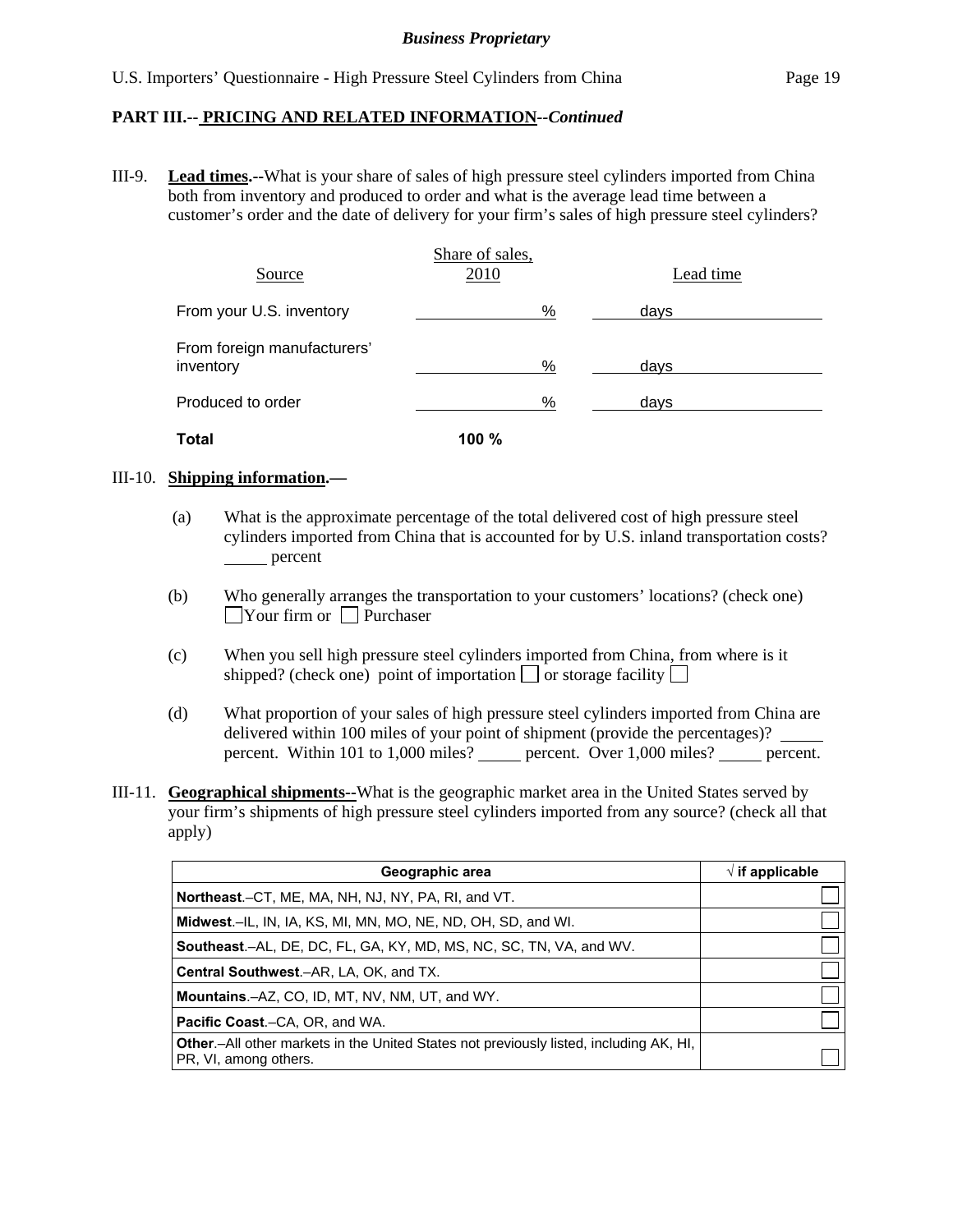**PART III.-- PRICING AND RELATED INFORMATION--*Continued***

III-9. **Lead times.--**What is your share of sales of high pressure steel cylinders imported from China both from inventory and produced to order and what is the average lead time between a customer's order and the date of delivery for your firm's sales of high pressure steel cylinders?

| Source | Share of sales, 2010 | Lead time |
|---|---|---|
| From your U.S. inventory | ______ % | ______ days |
| From foreign manufacturers' inventory | ______ % | ______ days |
| Produced to order | ______ % | ______ days |
| **Total** | **100 %** | |

III-10. **Shipping information.—**

(a) What is the approximate percentage of the total delivered cost of high pressure steel cylinders imported from China that is accounted for by U.S. inland transportation costs? _____ percent

(b) Who generally arranges the transportation to your customers' locations? (check one) ☐ Your firm or ☐ Purchaser

(c) When you sell high pressure steel cylinders imported from China, from where is it shipped? (check one) point of importation ☐ or storage facility ☐

(d) What proportion of your sales of high pressure steel cylinders imported from China are delivered within 100 miles of your point of shipment (provide the percentages)? _____ percent. Within 101 to 1,000 miles? _____ percent. Over 1,000 miles? _____ percent.

III-11. **Geographical shipments--**What is the geographic market area in the United States served by your firm's shipments of high pressure steel cylinders imported from any source? (check all that apply)

| Geographic area | √ if applicable |
|---|---|
| **Northeast**.–CT, ME, MA, NH, NJ, NY, PA, RI, and VT. | ☐ |
| **Midwest**.–IL, IN, IA, KS, MI, MN, MO, NE, ND, OH, SD, and WI. | ☐ |
| **Southeast**.–AL, DE, DC, FL, GA, KY, MD, MS, NC, SC, TN, VA, and WV. | ☐ |
| **Central Southwest**.–AR, LA, OK, and TX. | ☐ |
| **Mountains**.–AZ, CO, ID, MT, NV, NM, UT, and WY. | ☐ |
| **Pacific Coast**.–CA, OR, and WA. | ☐ |
| **Other**.–All other markets in the United States not previously listed, including AK, HI, PR, VI, among others. | ☐ |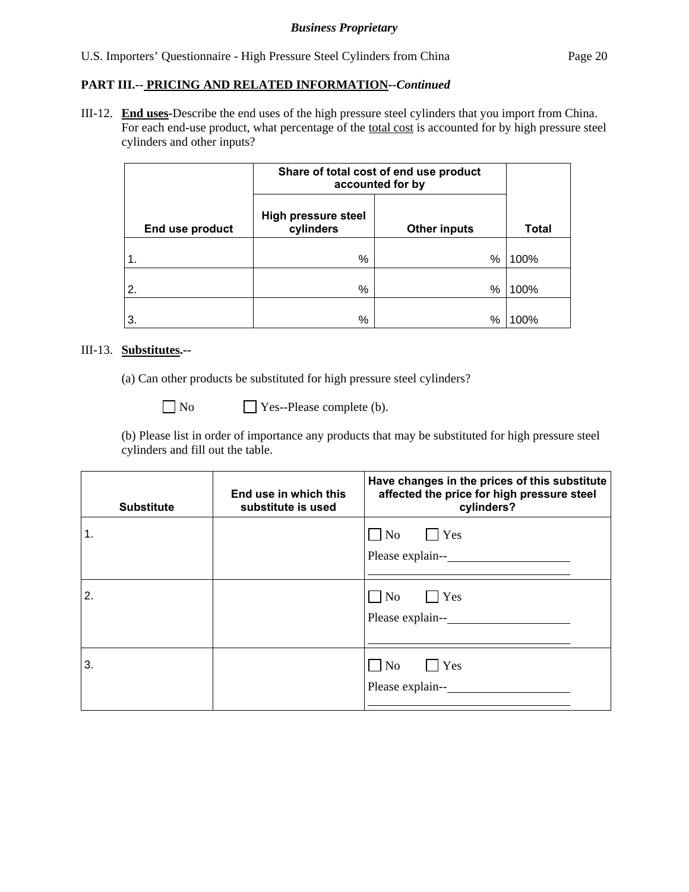*Business Proprietary*

**PART III.-- PRICING AND RELATED INFORMATION--*Continued***

III-12. **End uses**-Describe the end uses of the high pressure steel cylinders that you import from China. For each end-use product, what percentage of the total cost is accounted for by high pressure steel cylinders and other inputs?

| End use product | Share of total cost of end use product accounted for by | | Total |
|---|---|---|---|
| | High pressure steel cylinders | Other inputs | |
| 1. | % | % | 100% |
| 2. | % | % | 100% |
| 3. | % | % | 100% |

III-13. **Substitutes.--**

(a) Can other products be substituted for high pressure steel cylinders?

☐ No ☐ Yes--Please complete (b).

(b) Please list in order of importance any products that may be substituted for high pressure steel cylinders and fill out the table.

| Substitute | End use in which this substitute is used | Have changes in the prices of this substitute affected the price for high pressure steel cylinders? |
|---|---|---|
| 1. | | ☐ No ☐ Yes<br>Please explain--________ |
| 2. | | ☐ No ☐ Yes<br>Please explain--________ |
| 3. | | ☐ No ☐ Yes<br>Please explain--________ |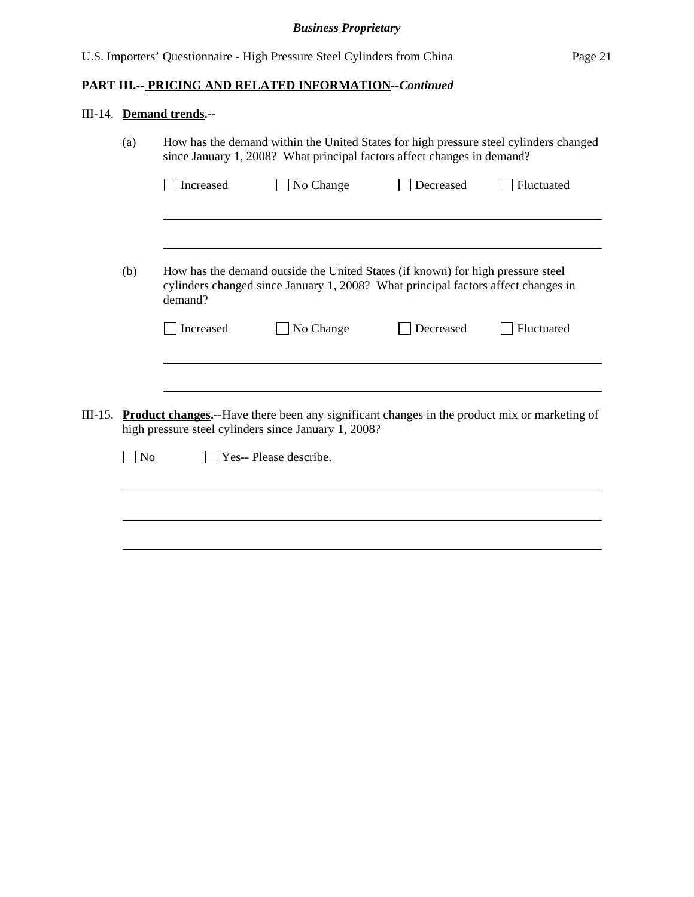**PART III.-- PRICING AND RELATED INFORMATION--*Continued***

III-14. **Demand trends.--**

(a) How has the demand within the United States for high pressure steel cylinders changed since January 1, 2008? What principal factors affect changes in demand?

☐ Increased ☐ No Change ☐ Decreased ☐ Fluctuated

\_\_\_\_\_\_\_\_\_\_\_\_\_\_\_\_\_\_\_\_\_\_\_\_\_\_\_\_\_\_\_\_\_\_\_\_\_\_\_\_\_\_\_\_\_\_\_\_\_\_\_\_\_\_\_\_\_\_\_\_

\_\_\_\_\_\_\_\_\_\_\_\_\_\_\_\_\_\_\_\_\_\_\_\_\_\_\_\_\_\_\_\_\_\_\_\_\_\_\_\_\_\_\_\_\_\_\_\_\_\_\_\_\_\_\_\_\_\_\_\_

(b) How has the demand outside the United States (if known) for high pressure steel cylinders changed since January 1, 2008? What principal factors affect changes in demand?

☐ Increased ☐ No Change ☐ Decreased ☐ Fluctuated

\_\_\_\_\_\_\_\_\_\_\_\_\_\_\_\_\_\_\_\_\_\_\_\_\_\_\_\_\_\_\_\_\_\_\_\_\_\_\_\_\_\_\_\_\_\_\_\_\_\_\_\_\_\_\_\_\_\_\_\_

\_\_\_\_\_\_\_\_\_\_\_\_\_\_\_\_\_\_\_\_\_\_\_\_\_\_\_\_\_\_\_\_\_\_\_\_\_\_\_\_\_\_\_\_\_\_\_\_\_\_\_\_\_\_\_\_\_\_\_\_

III-15. **Product changes.--**Have there been any significant changes in the product mix or marketing of high pressure steel cylinders since January 1, 2008?

☐ No ☐ Yes-- Please describe.

\_\_\_\_\_\_\_\_\_\_\_\_\_\_\_\_\_\_\_\_\_\_\_\_\_\_\_\_\_\_\_\_\_\_\_\_\_\_\_\_\_\_\_\_\_\_\_\_\_\_\_\_\_\_\_\_\_\_\_\_

\_\_\_\_\_\_\_\_\_\_\_\_\_\_\_\_\_\_\_\_\_\_\_\_\_\_\_\_\_\_\_\_\_\_\_\_\_\_\_\_\_\_\_\_\_\_\_\_\_\_\_\_\_\_\_\_\_\_\_\_

\_\_\_\_\_\_\_\_\_\_\_\_\_\_\_\_\_\_\_\_\_\_\_\_\_\_\_\_\_\_\_\_\_\_\_\_\_\_\_\_\_\_\_\_\_\_\_\_\_\_\_\_\_\_\_\_\_\_\_\_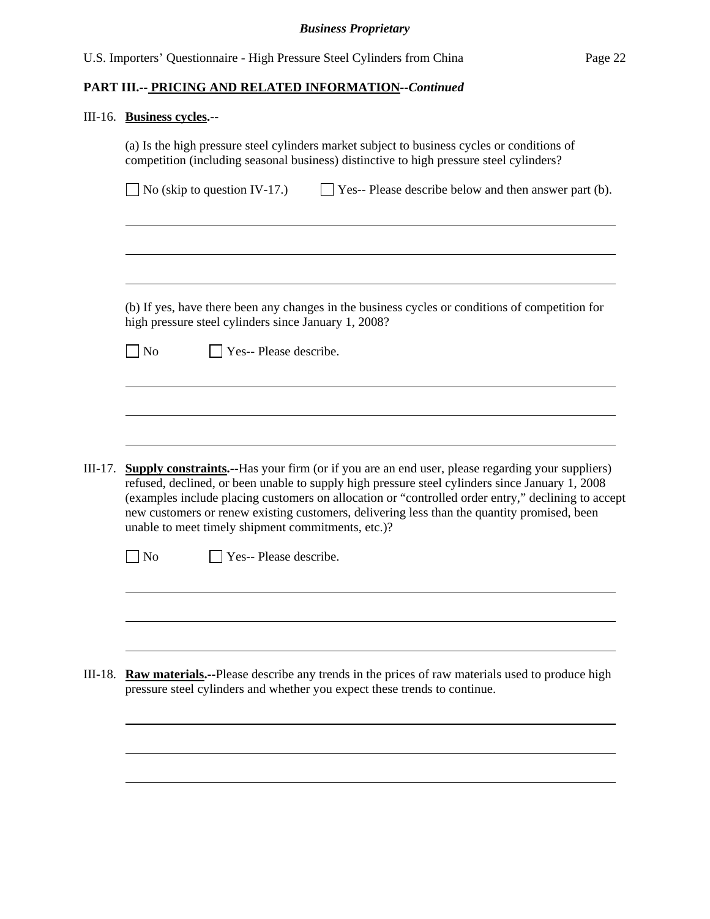## PART III.-- PRICING AND RELATED INFORMATION--*Continued*

III-16. **Business cycles.--**

(a) Is the high pressure steel cylinders market subject to business cycles or conditions of competition (including seasonal business) distinctive to high pressure steel cylinders?

☐ No (skip to question IV-17.) ☐ Yes-- Please describe below and then answer part (b).

(b) If yes, have there been any changes in the business cycles or conditions of competition for high pressure steel cylinders since January 1, 2008?

☐ No ☐ Yes-- Please describe.

III-17. **Supply constraints.--**Has your firm (or if you are an end user, please regarding your suppliers) refused, declined, or been unable to supply high pressure steel cylinders since January 1, 2008 (examples include placing customers on allocation or "controlled order entry," declining to accept new customers or renew existing customers, delivering less than the quantity promised, been unable to meet timely shipment commitments, etc.)?

☐ No ☐ Yes-- Please describe.

III-18. **Raw materials.--**Please describe any trends in the prices of raw materials used to produce high pressure steel cylinders and whether you expect these trends to continue.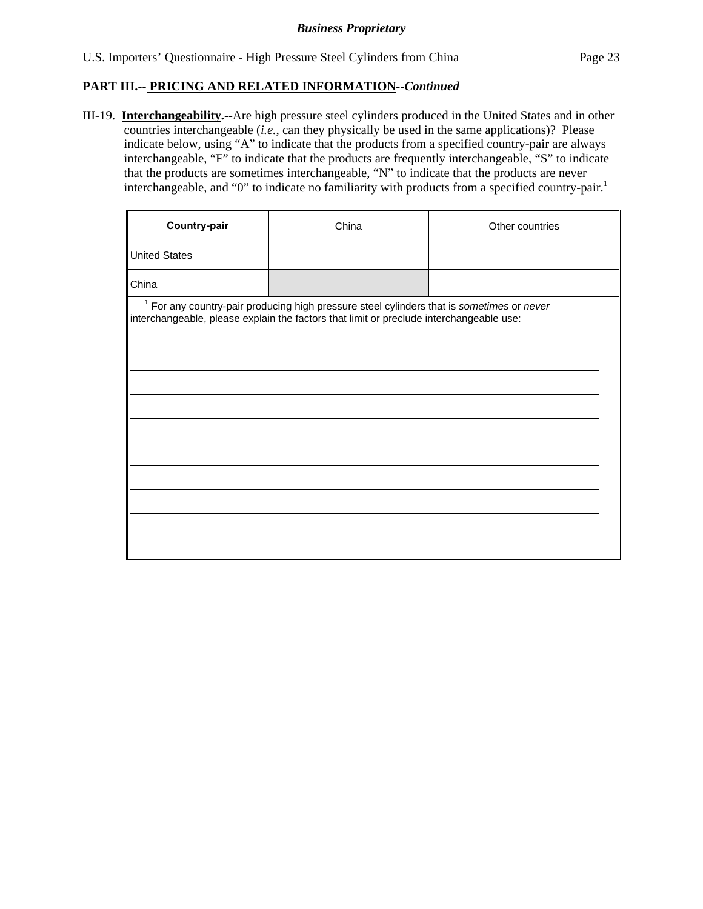**PART III.-- PRICING AND RELATED INFORMATION--*Continued***

III-19. **Interchangeability.**--Are high pressure steel cylinders produced in the United States and in other countries interchangeable (*i.e.*, can they physically be used in the same applications)? Please indicate below, using "A" to indicate that the products from a specified country-pair are always interchangeable, "F" to indicate that the products are frequently interchangeable, "S" to indicate that the products are sometimes interchangeable, "N" to indicate that the products are never interchangeable, and "0" to indicate no familiarity with products from a specified country-pair.[1]

| Country-pair | China | Other countries |
|---|---|---|
| United States | | |
| China | | |

[1] For any country-pair producing high pressure steel cylinders that is *sometimes* or *never* interchangeable, please explain the factors that limit or preclude interchangeable use:

___

___

___

___

___

___

___

___

___

___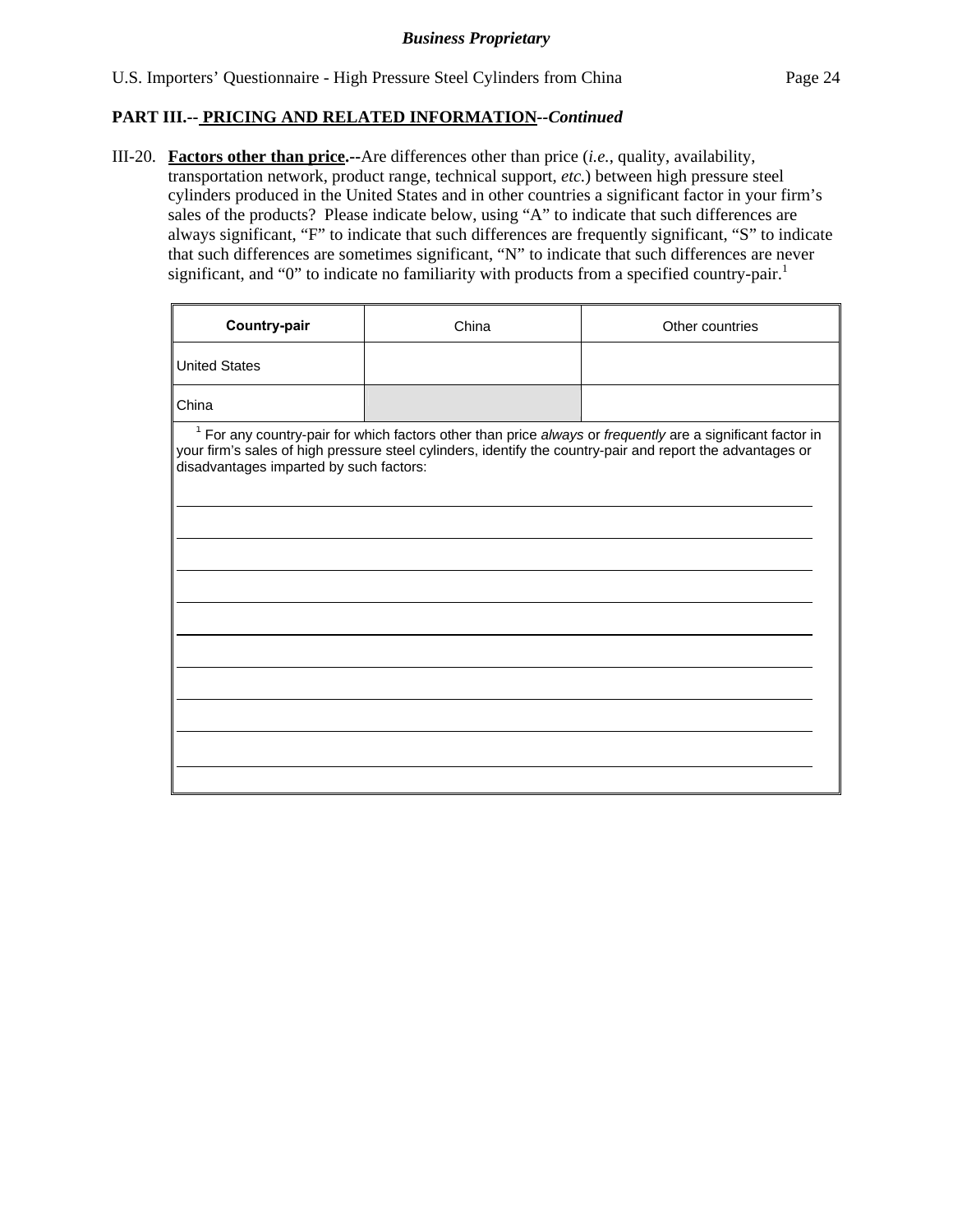**Business Proprietary**

**PART III.-- PRICING AND RELATED INFORMATION--*Continued***

III-20. **Factors other than price.--**Are differences other than price (*i.e.*, quality, availability, transportation network, product range, technical support, *etc.*) between high pressure steel cylinders produced in the United States and in other countries a significant factor in your firm's sales of the products? Please indicate below, using "A" to indicate that such differences are always significant, "F" to indicate that such differences are frequently significant, "S" to indicate that such differences are sometimes significant, "N" to indicate that such differences are never significant, and "0" to indicate no familiarity with products from a specified country-pair.[1]

| **Country-pair** | China | Other countries |
|---|---|---|
| United States | | |
| China | | |

[1] For any country-pair for which factors other than price *always* or *frequently* are a significant factor in your firm's sales of high pressure steel cylinders, identify the country-pair and report the advantages or disadvantages imparted by such factors:

______________________________________________________________________

______________________________________________________________________

______________________________________________________________________

______________________________________________________________________

______________________________________________________________________

______________________________________________________________________

______________________________________________________________________

______________________________________________________________________

______________________________________________________________________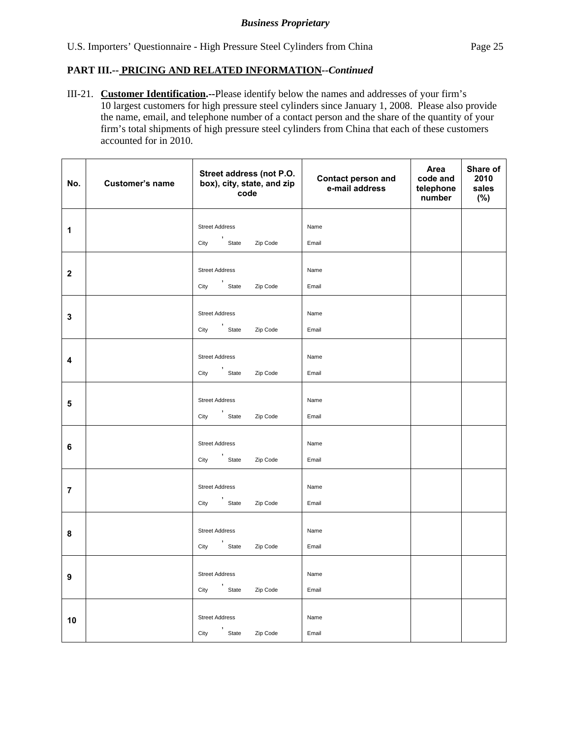*Business Proprietary*

## PART III.-- PRICING AND RELATED INFORMATION--*Continued*

III-21. **Customer Identification.--**Please identify below the names and addresses of your firm's 10 largest customers for high pressure steel cylinders since January 1, 2008. Please also provide the name, email, and telephone number of a contact person and the share of the quantity of your firm's total shipments of high pressure steel cylinders from China that each of these customers accounted for in 2010.

| No. | Customer's name | Street address (not P.O. box), city, state, and zip code | Contact person and e-mail address | Area code and telephone number | Share of 2010 sales (%) |
|---|---|---|---|---|---|
| 1 | | Street Address<br>City , State Zip Code | Name<br>Email | | |
| 2 | | Street Address<br>City , State Zip Code | Name<br>Email | | |
| 3 | | Street Address<br>City , State Zip Code | Name<br>Email | | |
| 4 | | Street Address<br>City , State Zip Code | Name<br>Email | | |
| 5 | | Street Address<br>City , State Zip Code | Name<br>Email | | |
| 6 | | Street Address<br>City , State Zip Code | Name<br>Email | | |
| 7 | | Street Address<br>City , State Zip Code | Name<br>Email | | |
| 8 | | Street Address<br>City , State Zip Code | Name<br>Email | | |
| 9 | | Street Address<br>City , State Zip Code | Name<br>Email | | |
| 10 | | Street Address<br>City , State Zip Code | Name<br>Email | | |